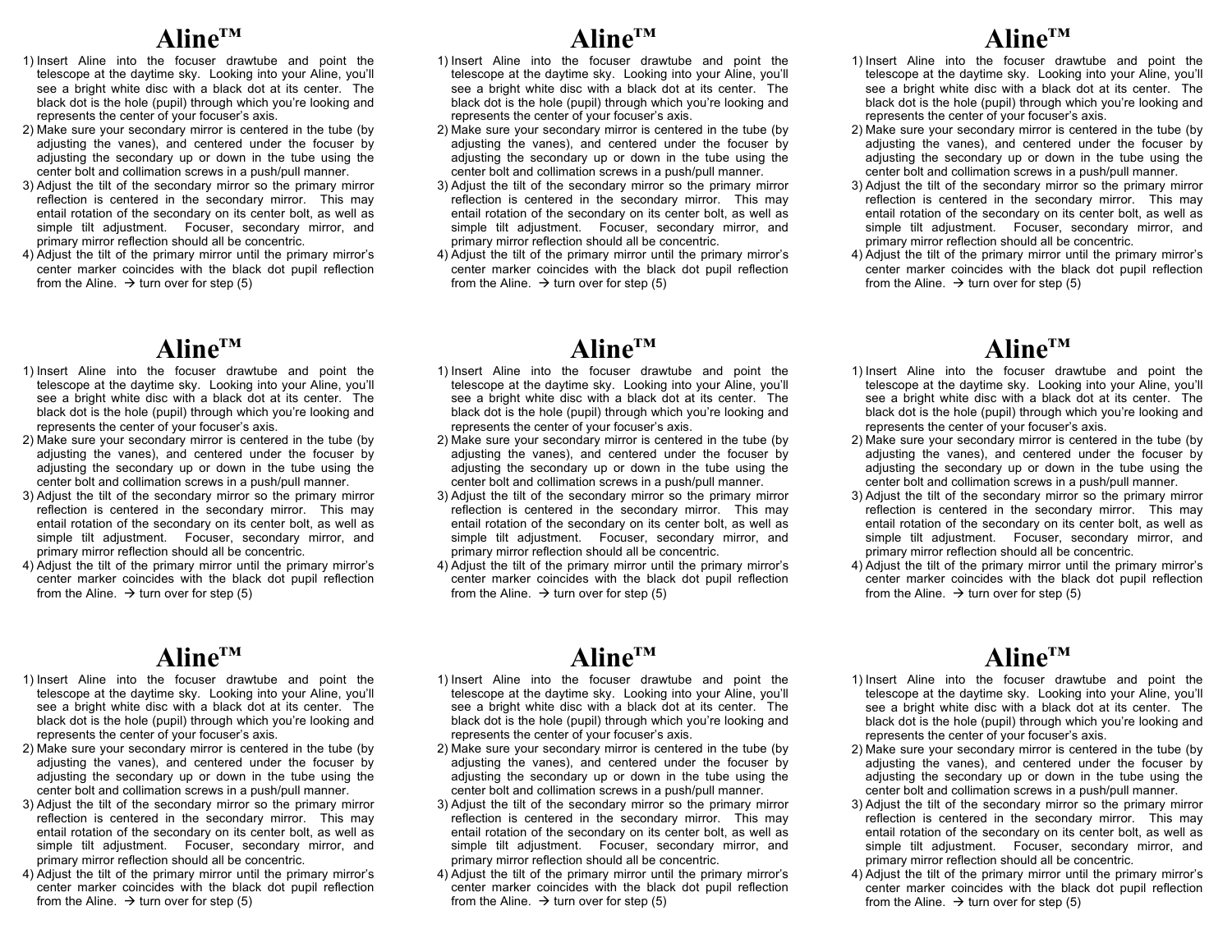# Aline™

1) Insert Aline into the focuser drawtube and point the telescope at the daytime sky. Looking into your Aline, you'll see a bright white disc with a black dot at its center. The black dot is the hole (pupil) through which you're looking and represents the center of your focuser's axis.
2) Make sure your secondary mirror is centered in the tube (by adjusting the vanes), and centered under the focuser by adjusting the secondary up or down in the tube using the center bolt and collimation screws in a push/pull manner.
3) Adjust the tilt of the secondary mirror so the primary mirror reflection is centered in the secondary mirror. This may entail rotation of the secondary on its center bolt, as well as simple tilt adjustment. Focuser, secondary mirror, and primary mirror reflection should all be concentric.
4) Adjust the tilt of the primary mirror until the primary mirror's center marker coincides with the black dot pupil reflection from the Aline. → turn over for step (5)

# Aline™

1) Insert Aline into the focuser drawtube and point the telescope at the daytime sky. Looking into your Aline, you'll see a bright white disc with a black dot at its center. The black dot is the hole (pupil) through which you're looking and represents the center of your focuser's axis.
2) Make sure your secondary mirror is centered in the tube (by adjusting the vanes), and centered under the focuser by adjusting the secondary up or down in the tube using the center bolt and collimation screws in a push/pull manner.
3) Adjust the tilt of the secondary mirror so the primary mirror reflection is centered in the secondary mirror. This may entail rotation of the secondary on its center bolt, as well as simple tilt adjustment. Focuser, secondary mirror, and primary mirror reflection should all be concentric.
4) Adjust the tilt of the primary mirror until the primary mirror's center marker coincides with the black dot pupil reflection from the Aline. → turn over for step (5)

# Aline™

1) Insert Aline into the focuser drawtube and point the telescope at the daytime sky. Looking into your Aline, you'll see a bright white disc with a black dot at its center. The black dot is the hole (pupil) through which you're looking and represents the center of your focuser's axis.
2) Make sure your secondary mirror is centered in the tube (by adjusting the vanes), and centered under the focuser by adjusting the secondary up or down in the tube using the center bolt and collimation screws in a push/pull manner.
3) Adjust the tilt of the secondary mirror so the primary mirror reflection is centered in the secondary mirror. This may entail rotation of the secondary on its center bolt, as well as simple tilt adjustment. Focuser, secondary mirror, and primary mirror reflection should all be concentric.
4) Adjust the tilt of the primary mirror until the primary mirror's center marker coincides with the black dot pupil reflection from the Aline. → turn over for step (5)

# Aline™

1) Insert Aline into the focuser drawtube and point the telescope at the daytime sky. Looking into your Aline, you'll see a bright white disc with a black dot at its center. The black dot is the hole (pupil) through which you're looking and represents the center of your focuser's axis.
2) Make sure your secondary mirror is centered in the tube (by adjusting the vanes), and centered under the focuser by adjusting the secondary up or down in the tube using the center bolt and collimation screws in a push/pull manner.
3) Adjust the tilt of the secondary mirror so the primary mirror reflection is centered in the secondary mirror. This may entail rotation of the secondary on its center bolt, as well as simple tilt adjustment. Focuser, secondary mirror, and primary mirror reflection should all be concentric.
4) Adjust the tilt of the primary mirror until the primary mirror's center marker coincides with the black dot pupil reflection from the Aline. → turn over for step (5)

# Aline™

1) Insert Aline into the focuser drawtube and point the telescope at the daytime sky. Looking into your Aline, you'll see a bright white disc with a black dot at its center. The black dot is the hole (pupil) through which you're looking and represents the center of your focuser's axis.
2) Make sure your secondary mirror is centered in the tube (by adjusting the vanes), and centered under the focuser by adjusting the secondary up or down in the tube using the center bolt and collimation screws in a push/pull manner.
3) Adjust the tilt of the secondary mirror so the primary mirror reflection is centered in the secondary mirror. This may entail rotation of the secondary on its center bolt, as well as simple tilt adjustment. Focuser, secondary mirror, and primary mirror reflection should all be concentric.
4) Adjust the tilt of the primary mirror until the primary mirror's center marker coincides with the black dot pupil reflection from the Aline. → turn over for step (5)

# Aline™

1) Insert Aline into the focuser drawtube and point the telescope at the daytime sky. Looking into your Aline, you'll see a bright white disc with a black dot at its center. The black dot is the hole (pupil) through which you're looking and represents the center of your focuser's axis.
2) Make sure your secondary mirror is centered in the tube (by adjusting the vanes), and centered under the focuser by adjusting the secondary up or down in the tube using the center bolt and collimation screws in a push/pull manner.
3) Adjust the tilt of the secondary mirror so the primary mirror reflection is centered in the secondary mirror. This may entail rotation of the secondary on its center bolt, as well as simple tilt adjustment. Focuser, secondary mirror, and primary mirror reflection should all be concentric.
4) Adjust the tilt of the primary mirror until the primary mirror's center marker coincides with the black dot pupil reflection from the Aline. → turn over for step (5)

# Aline™

1) Insert Aline into the focuser drawtube and point the telescope at the daytime sky. Looking into your Aline, you'll see a bright white disc with a black dot at its center. The black dot is the hole (pupil) through which you're looking and represents the center of your focuser's axis.
2) Make sure your secondary mirror is centered in the tube (by adjusting the vanes), and centered under the focuser by adjusting the secondary up or down in the tube using the center bolt and collimation screws in a push/pull manner.
3) Adjust the tilt of the secondary mirror so the primary mirror reflection is centered in the secondary mirror. This may entail rotation of the secondary on its center bolt, as well as simple tilt adjustment. Focuser, secondary mirror, and primary mirror reflection should all be concentric.
4) Adjust the tilt of the primary mirror until the primary mirror's center marker coincides with the black dot pupil reflection from the Aline. → turn over for step (5)

# Aline™

1) Insert Aline into the focuser drawtube and point the telescope at the daytime sky. Looking into your Aline, you'll see a bright white disc with a black dot at its center. The black dot is the hole (pupil) through which you're looking and represents the center of your focuser's axis.
2) Make sure your secondary mirror is centered in the tube (by adjusting the vanes), and centered under the focuser by adjusting the secondary up or down in the tube using the center bolt and collimation screws in a push/pull manner.
3) Adjust the tilt of the secondary mirror so the primary mirror reflection is centered in the secondary mirror. This may entail rotation of the secondary on its center bolt, as well as simple tilt adjustment. Focuser, secondary mirror, and primary mirror reflection should all be concentric.
4) Adjust the tilt of the primary mirror until the primary mirror's center marker coincides with the black dot pupil reflection from the Aline. → turn over for step (5)

# Aline™

1) Insert Aline into the focuser drawtube and point the telescope at the daytime sky. Looking into your Aline, you'll see a bright white disc with a black dot at its center. The black dot is the hole (pupil) through which you're looking and represents the center of your focuser's axis.
2) Make sure your secondary mirror is centered in the tube (by adjusting the vanes), and centered under the focuser by adjusting the secondary up or down in the tube using the center bolt and collimation screws in a push/pull manner.
3) Adjust the tilt of the secondary mirror so the primary mirror reflection is centered in the secondary mirror. This may entail rotation of the secondary on its center bolt, as well as simple tilt adjustment. Focuser, secondary mirror, and primary mirror reflection should all be concentric.
4) Adjust the tilt of the primary mirror until the primary mirror's center marker coincides with the black dot pupil reflection from the Aline. → turn over for step (5)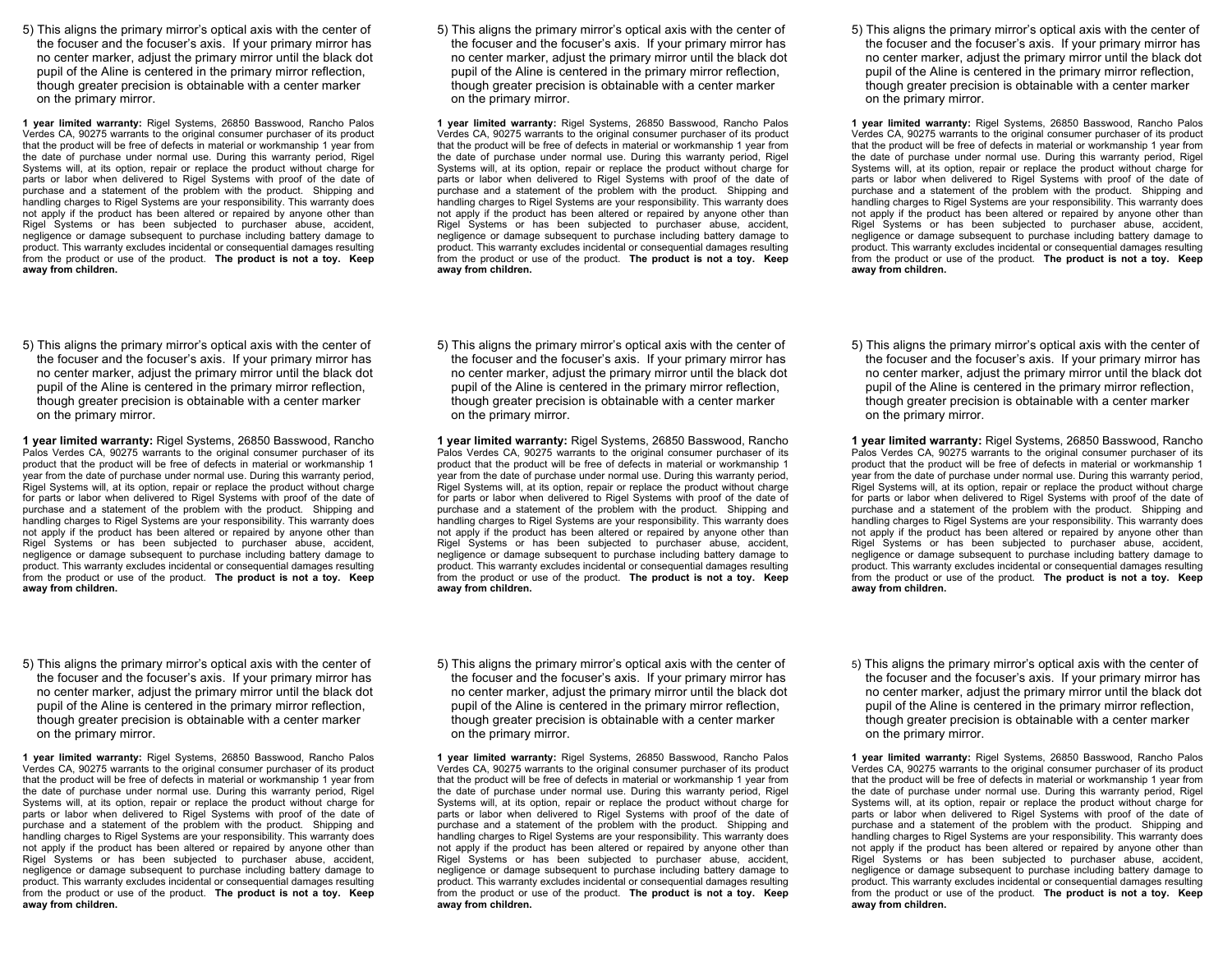5) This aligns the primary mirror's optical axis with the center of the focuser and the focuser's axis. If your primary mirror has no center marker, adjust the primary mirror until the black dot pupil of the Aline is centered in the primary mirror reflection, though greater precision is obtainable with a center marker on the primary mirror.

**1 year limited warranty:** Rigel Systems, 26850 Basswood, Rancho Palos Verdes CA, 90275 warrants to the original consumer purchaser of its product that the product will be free of defects in material or workmanship 1 year from the date of purchase under normal use. During this warranty period, Rigel Systems will, at its option, repair or replace the product without charge for parts or labor when delivered to Rigel Systems with proof of the date of purchase and a statement of the problem with the product. Shipping and handling charges to Rigel Systems are your responsibility. This warranty does not apply if the product has been altered or repaired by anyone other than Rigel Systems or has been subjected to purchaser abuse, accident, negligence or damage subsequent to purchase including battery damage to product. This warranty excludes incidental or consequential damages resulting from the product or use of the product. **The product is not a toy. Keep away from children.**

5) This aligns the primary mirror's optical axis with the center of the focuser and the focuser's axis. If your primary mirror has no center marker, adjust the primary mirror until the black dot pupil of the Aline is centered in the primary mirror reflection, though greater precision is obtainable with a center marker on the primary mirror.

**1 year limited warranty:** Rigel Systems, 26850 Basswood, Rancho Palos Verdes CA, 90275 warrants to the original consumer purchaser of its product that the product will be free of defects in material or workmanship 1 year from the date of purchase under normal use. During this warranty period, Rigel Systems will, at its option, repair or replace the product without charge for parts or labor when delivered to Rigel Systems with proof of the date of purchase and a statement of the problem with the product. Shipping and handling charges to Rigel Systems are your responsibility. This warranty does not apply if the product has been altered or repaired by anyone other than Rigel Systems or has been subjected to purchaser abuse, accident, negligence or damage subsequent to purchase including battery damage to product. This warranty excludes incidental or consequential damages resulting from the product or use of the product. **The product is not a toy. Keep away from children.**

5) This aligns the primary mirror's optical axis with the center of the focuser and the focuser's axis. If your primary mirror has no center marker, adjust the primary mirror until the black dot pupil of the Aline is centered in the primary mirror reflection, though greater precision is obtainable with a center marker on the primary mirror.

**1 year limited warranty:** Rigel Systems, 26850 Basswood, Rancho Palos Verdes CA, 90275 warrants to the original consumer purchaser of its product that the product will be free of defects in material or workmanship 1 year from the date of purchase under normal use. During this warranty period, Rigel Systems will, at its option, repair or replace the product without charge for parts or labor when delivered to Rigel Systems with proof of the date of purchase and a statement of the problem with the product. Shipping and handling charges to Rigel Systems are your responsibility. This warranty does not apply if the product has been altered or repaired by anyone other than Rigel Systems or has been subjected to purchaser abuse, accident, negligence or damage subsequent to purchase including battery damage to product. This warranty excludes incidental or consequential damages resulting from the product or use of the product. **The product is not a toy. Keep away from children.**

5) This aligns the primary mirror's optical axis with the center of the focuser and the focuser's axis. If your primary mirror has no center marker, adjust the primary mirror until the black dot pupil of the Aline is centered in the primary mirror reflection, though greater precision is obtainable with a center marker on the primary mirror.

**1 year limited warranty:** Rigel Systems, 26850 Basswood, Rancho Palos Verdes CA, 90275 warrants to the original consumer purchaser of its product that the product will be free of defects in material or workmanship 1 year from the date of purchase under normal use. During this warranty period, Rigel Systems will, at its option, repair or replace the product without charge for parts or labor when delivered to Rigel Systems with proof of the date of purchase and a statement of the problem with the product. Shipping and handling charges to Rigel Systems are your responsibility. This warranty does not apply if the product has been altered or repaired by anyone other than Rigel Systems or has been subjected to purchaser abuse, accident, negligence or damage subsequent to purchase including battery damage to product. This warranty excludes incidental or consequential damages resulting from the product or use of the product. **The product is not a toy. Keep away from children.**

5) This aligns the primary mirror's optical axis with the center of the focuser and the focuser's axis. If your primary mirror has no center marker, adjust the primary mirror until the black dot pupil of the Aline is centered in the primary mirror reflection, though greater precision is obtainable with a center marker on the primary mirror.

**1 year limited warranty:** Rigel Systems, 26850 Basswood, Rancho Palos Verdes CA, 90275 warrants to the original consumer purchaser of its product that the product will be free of defects in material or workmanship 1 year from the date of purchase under normal use. During this warranty period, Rigel Systems will, at its option, repair or replace the product without charge for parts or labor when delivered to Rigel Systems with proof of the date of purchase and a statement of the problem with the product. Shipping and handling charges to Rigel Systems are your responsibility. This warranty does not apply if the product has been altered or repaired by anyone other than Rigel Systems or has been subjected to purchaser abuse, accident, negligence or damage subsequent to purchase including battery damage to product. This warranty excludes incidental or consequential damages resulting from the product or use of the product. **The product is not a toy. Keep away from children.**

5) This aligns the primary mirror's optical axis with the center of the focuser and the focuser's axis. If your primary mirror has no center marker, adjust the primary mirror until the black dot pupil of the Aline is centered in the primary mirror reflection, though greater precision is obtainable with a center marker on the primary mirror.

**1 year limited warranty:** Rigel Systems, 26850 Basswood, Rancho Palos Verdes CA, 90275 warrants to the original consumer purchaser of its product that the product will be free of defects in material or workmanship 1 year from the date of purchase under normal use. During this warranty period, Rigel Systems will, at its option, repair or replace the product without charge for parts or labor when delivered to Rigel Systems with proof of the date of purchase and a statement of the problem with the product. Shipping and handling charges to Rigel Systems are your responsibility. This warranty does not apply if the product has been altered or repaired by anyone other than Rigel Systems or has been subjected to purchaser abuse, accident, negligence or damage subsequent to purchase including battery damage to product. This warranty excludes incidental or consequential damages resulting from the product or use of the product. **The product is not a toy. Keep away from children.**

5) This aligns the primary mirror's optical axis with the center of the focuser and the focuser's axis. If your primary mirror has no center marker, adjust the primary mirror until the black dot pupil of the Aline is centered in the primary mirror reflection, though greater precision is obtainable with a center marker on the primary mirror.

**1 year limited warranty:** Rigel Systems, 26850 Basswood, Rancho Palos Verdes CA, 90275 warrants to the original consumer purchaser of its product that the product will be free of defects in material or workmanship 1 year from the date of purchase under normal use. During this warranty period, Rigel Systems will, at its option, repair or replace the product without charge for parts or labor when delivered to Rigel Systems with proof of the date of purchase and a statement of the problem with the product. Shipping and handling charges to Rigel Systems are your responsibility. This warranty does not apply if the product has been altered or repaired by anyone other than Rigel Systems or has been subjected to purchaser abuse, accident, negligence or damage subsequent to purchase including battery damage to product. This warranty excludes incidental or consequential damages resulting from the product or use of the product. **The product is not a toy. Keep away from children.**

5) This aligns the primary mirror's optical axis with the center of the focuser and the focuser's axis. If your primary mirror has no center marker, adjust the primary mirror until the black dot pupil of the Aline is centered in the primary mirror reflection, though greater precision is obtainable with a center marker on the primary mirror.

**1 year limited warranty:** Rigel Systems, 26850 Basswood, Rancho Palos Verdes CA, 90275 warrants to the original consumer purchaser of its product that the product will be free of defects in material or workmanship 1 year from the date of purchase under normal use. During this warranty period, Rigel Systems will, at its option, repair or replace the product without charge for parts or labor when delivered to Rigel Systems with proof of the date of purchase and a statement of the problem with the product. Shipping and handling charges to Rigel Systems are your responsibility. This warranty does not apply if the product has been altered or repaired by anyone other than Rigel Systems or has been subjected to purchaser abuse, accident, negligence or damage subsequent to purchase including battery damage to product. This warranty excludes incidental or consequential damages resulting from the product or use of the product. **The product is not a toy. Keep away from children.**

5) This aligns the primary mirror's optical axis with the center of the focuser and the focuser's axis. If your primary mirror has no center marker, adjust the primary mirror until the black dot pupil of the Aline is centered in the primary mirror reflection, though greater precision is obtainable with a center marker on the primary mirror.

**1 year limited warranty:** Rigel Systems, 26850 Basswood, Rancho Palos Verdes CA, 90275 warrants to the original consumer purchaser of its product that the product will be free of defects in material or workmanship 1 year from the date of purchase under normal use. During this warranty period, Rigel Systems will, at its option, repair or replace the product without charge for parts or labor when delivered to Rigel Systems with proof of the date of purchase and a statement of the problem with the product. Shipping and handling charges to Rigel Systems are your responsibility. This warranty does not apply if the product has been altered or repaired by anyone other than Rigel Systems or has been subjected to purchaser abuse, accident, negligence or damage subsequent to purchase including battery damage to product. This warranty excludes incidental or consequential damages resulting from the product or use of the product. **The product is not a toy. Keep away from children.**